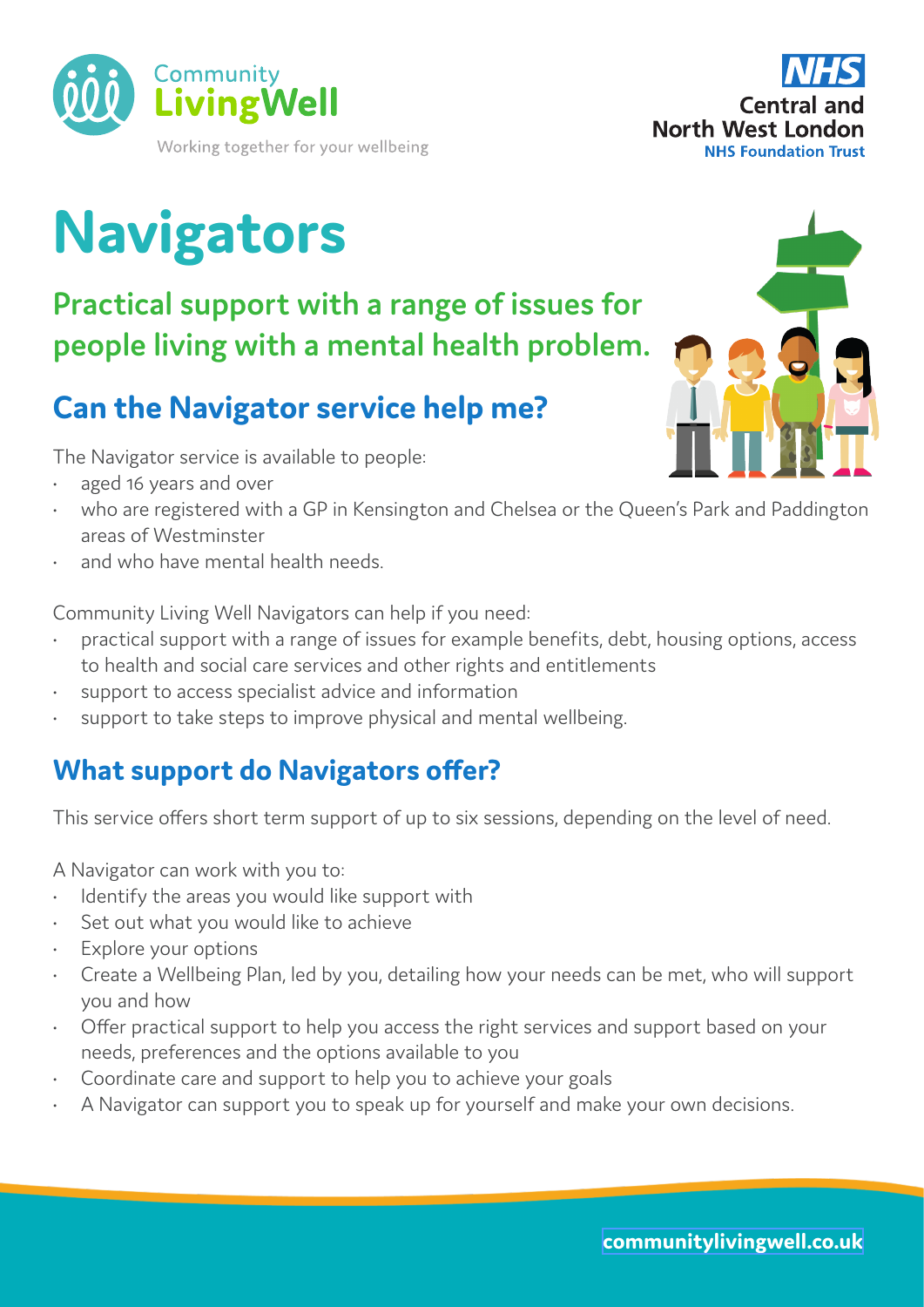Community LivingWell

Working together for your wellbeing

NHS Central and North West London NHS Foundation Trust

# Navigators

## Practical support with a range of issues for people living with a mental health problem.

## Can the Navigator service help me?

The Navigator service is available to people:

- aged 16 years and over
- who are registered with a GP in Kensington and Chelsea or the Queen's Park and Paddington areas of Westminster
- and who have mental health needs.

Community Living Well Navigators can help if you need:

- practical support with a range of issues for example benefits, debt, housing options, access to health and social care services and other rights and entitlements
- support to access specialist advice and information
- support to take steps to improve physical and mental wellbeing.

## What support do Navigators offer?

This service offers short term support of up to six sessions, depending on the level of need.

A Navigator can work with you to:

- Identify the areas you would like support with
- Set out what you would like to achieve
- Explore your options
- Create a Wellbeing Plan, led by you, detailing how your needs can be met, who will support you and how
- Offer practical support to help you access the right services and support based on your needs, preferences and the options available to you
- Coordinate care and support to help you to achieve your goals
- A Navigator can support you to speak up for yourself and make your own decisions.

communitylivingwell.co.uk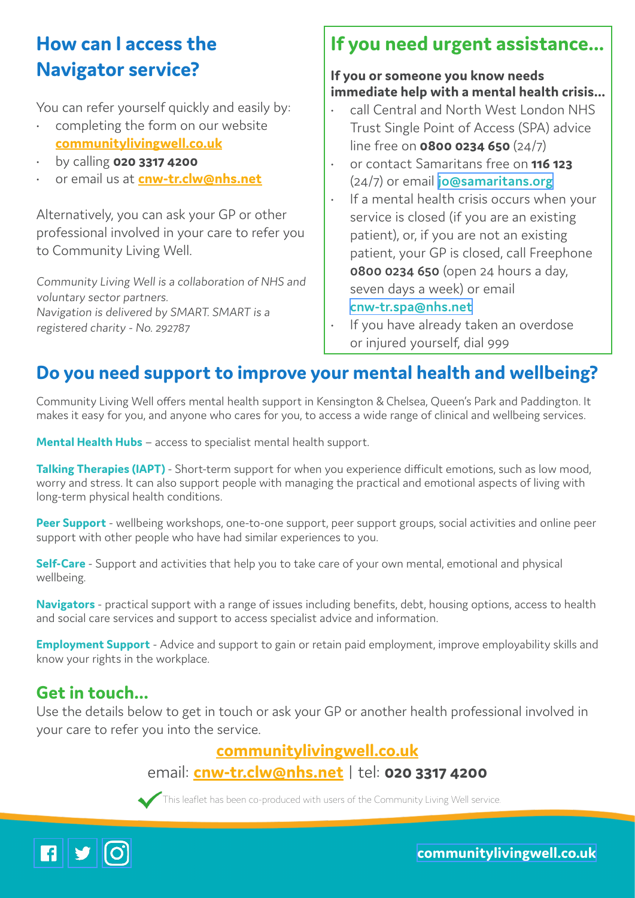## How can I access the Navigator service?

You can refer yourself quickly and easily by:

- completing the form on our website **communitylivingwell.co.uk**
- by calling **020 3317 4200**
- or email us at **cnw-tr.clw@nhs.net**

Alternatively, you can ask your GP or other professional involved in your care to refer you to Community Living Well.

*Community Living Well is a collaboration of NHS and voluntary sector partners.*
*Navigation is delivered by SMART. SMART is a registered charity - No. 292787*

## If you need urgent assistance...

**If you or someone you know needs immediate help with a mental health crisis...**

- call Central and North West London NHS Trust Single Point of Access (SPA) advice line free on **0800 0234 650** (24/7)
- or contact Samaritans free on **116 123** (24/7) or email **jo@samaritans.org**
- If a mental health crisis occurs when your service is closed (if you are an existing patient), or, if you are not an existing patient, your GP is closed, call Freephone **0800 0234 650** (open 24 hours a day, seven days a week) or email **cnw-tr.spa@nhs.net**
- If you have already taken an overdose or injured yourself, dial 999

## Do you need support to improve your mental health and wellbeing?

Community Living Well offers mental health support in Kensington & Chelsea, Queen's Park and Paddington. It makes it easy for you, and anyone who cares for you, to access a wide range of clinical and wellbeing services.

**Mental Health Hubs** – access to specialist mental health support.

**Talking Therapies (IAPT)** - Short-term support for when you experience difficult emotions, such as low mood, worry and stress. It can also support people with managing the practical and emotional aspects of living with long-term physical health conditions.

**Peer Support** - wellbeing workshops, one-to-one support, peer support groups, social activities and online peer support with other people who have had similar experiences to you.

**Self-Care** - Support and activities that help you to take care of your own mental, emotional and physical wellbeing.

**Navigators** - practical support with a range of issues including benefits, debt, housing options, access to health and social care services and support to access specialist advice and information.

**Employment Support** - Advice and support to gain or retain paid employment, improve employability skills and know your rights in the workplace.

## Get in touch...

Use the details below to get in touch or ask your GP or another health professional involved in your care to refer you into the service.

**communitylivingwell.co.uk**

email: **cnw-tr.clw@nhs.net** | tel: **020 3317 4200**

This leaflet has been co-produced with users of the Community Living Well service.

**communitylivingwell.co.uk**